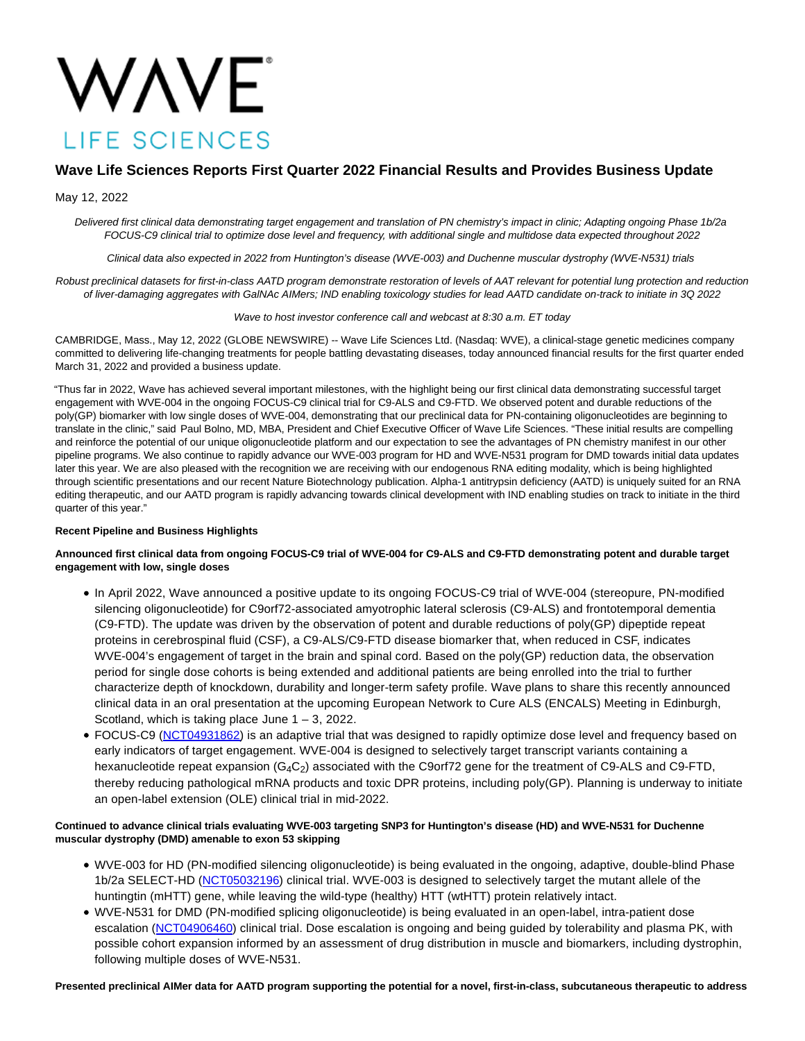WAVE LIFE SCIENCES

# Wave Life Sciences Reports First Quarter 2022 Financial Results and Provides Business Update

May 12, 2022

*Delivered first clinical data demonstrating target engagement and translation of PN chemistry's impact in clinic; Adapting ongoing Phase 1b/2a FOCUS-C9 clinical trial to optimize dose level and frequency, with additional single and multidose data expected throughout 2022*

*Clinical data also expected in 2022 from Huntington's disease (WVE-003) and Duchenne muscular dystrophy (WVE-N531) trials*

*Robust preclinical datasets for first-in-class AATD program demonstrate restoration of levels of AAT relevant for potential lung protection and reduction of liver-damaging aggregates with GalNAc AIMers; IND enabling toxicology studies for lead AATD candidate on-track to initiate in 3Q 2022*

*Wave to host investor conference call and webcast at 8:30 a.m. ET today*

CAMBRIDGE, Mass., May 12, 2022 (GLOBE NEWSWIRE) -- Wave Life Sciences Ltd. (Nasdaq: WVE), a clinical-stage genetic medicines company committed to delivering life-changing treatments for people battling devastating diseases, today announced financial results for the first quarter ended March 31, 2022 and provided a business update.

"Thus far in 2022, Wave has achieved several important milestones, with the highlight being our first clinical data demonstrating successful target engagement with WVE-004 in the ongoing FOCUS-C9 clinical trial for C9-ALS and C9-FTD. We observed potent and durable reductions of the poly(GP) biomarker with low single doses of WVE-004, demonstrating that our preclinical data for PN-containing oligonucleotides are beginning to translate in the clinic," said Paul Bolno, MD, MBA, President and Chief Executive Officer of Wave Life Sciences. "These initial results are compelling and reinforce the potential of our unique oligonucleotide platform and our expectation to see the advantages of PN chemistry manifest in our other pipeline programs. We also continue to rapidly advance our WVE-003 program for HD and WVE-N531 program for DMD towards initial data updates later this year. We are also pleased with the recognition we are receiving with our endogenous RNA editing modality, which is being highlighted through scientific presentations and our recent Nature Biotechnology publication. Alpha-1 antitrypsin deficiency (AATD) is uniquely suited for an RNA editing therapeutic, and our AATD program is rapidly advancing towards clinical development with IND enabling studies on track to initiate in the third quarter of this year."

**Recent Pipeline and Business Highlights**

**Announced first clinical data from ongoing FOCUS-C9 trial of WVE-004 for C9-ALS and C9-FTD demonstrating potent and durable target engagement with low, single doses**

- In April 2022, Wave announced a positive update to its ongoing FOCUS-C9 trial of WVE-004 (stereopure, PN-modified silencing oligonucleotide) for C9orf72-associated amyotrophic lateral sclerosis (C9-ALS) and frontotemporal dementia (C9-FTD). The update was driven by the observation of potent and durable reductions of poly(GP) dipeptide repeat proteins in cerebrospinal fluid (CSF), a C9-ALS/C9-FTD disease biomarker that, when reduced in CSF, indicates WVE-004's engagement of target in the brain and spinal cord. Based on the poly(GP) reduction data, the observation period for single dose cohorts is being extended and additional patients are being enrolled into the trial to further characterize depth of knockdown, durability and longer-term safety profile. Wave plans to share this recently announced clinical data in an oral presentation at the upcoming European Network to Cure ALS (ENCALS) Meeting in Edinburgh, Scotland, which is taking place June 1 – 3, 2022.
- FOCUS-C9 (NCT04931862) is an adaptive trial that was designed to rapidly optimize dose level and frequency based on early indicators of target engagement. WVE-004 is designed to selectively target transcript variants containing a hexanucleotide repeat expansion ($G_4C_2$) associated with the C9orf72 gene for the treatment of C9-ALS and C9-FTD, thereby reducing pathological mRNA products and toxic DPR proteins, including poly(GP). Planning is underway to initiate an open-label extension (OLE) clinical trial in mid-2022.

**Continued to advance clinical trials evaluating WVE-003 targeting SNP3 for Huntington's disease (HD) and WVE-N531 for Duchenne muscular dystrophy (DMD) amenable to exon 53 skipping**

- WVE-003 for HD (PN-modified silencing oligonucleotide) is being evaluated in the ongoing, adaptive, double-blind Phase 1b/2a SELECT-HD (NCT05032196) clinical trial. WVE-003 is designed to selectively target the mutant allele of the huntingtin (mHTT) gene, while leaving the wild-type (healthy) HTT (wtHTT) protein relatively intact.
- WVE-N531 for DMD (PN-modified splicing oligonucleotide) is being evaluated in an open-label, intra-patient dose escalation (NCT04906460) clinical trial. Dose escalation is ongoing and being guided by tolerability and plasma PK, with possible cohort expansion informed by an assessment of drug distribution in muscle and biomarkers, including dystrophin, following multiple doses of WVE-N531.

**Presented preclinical AIMer data for AATD program supporting the potential for a novel, first-in-class, subcutaneous therapeutic to address**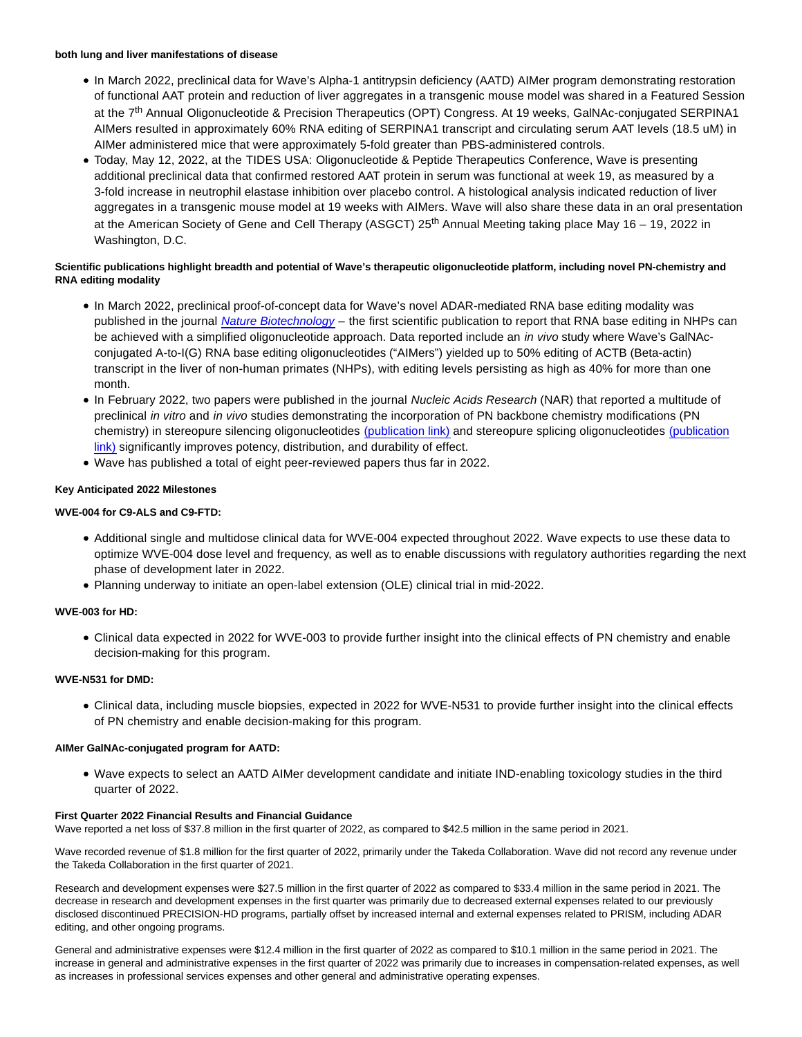**both lung and liver manifestations of disease**

- In March 2022, preclinical data for Wave's Alpha-1 antitrypsin deficiency (AATD) AIMer program demonstrating restoration of functional AAT protein and reduction of liver aggregates in a transgenic mouse model was shared in a Featured Session at the 7th Annual Oligonucleotide & Precision Therapeutics (OPT) Congress. At 19 weeks, GalNAc-conjugated SERPINA1 AIMers resulted in approximately 60% RNA editing of SERPINA1 transcript and circulating serum AAT levels (18.5 uM) in AIMer administered mice that were approximately 5-fold greater than PBS-administered controls.
- Today, May 12, 2022, at the TIDES USA: Oligonucleotide & Peptide Therapeutics Conference, Wave is presenting additional preclinical data that confirmed restored AAT protein in serum was functional at week 19, as measured by a 3-fold increase in neutrophil elastase inhibition over placebo control. A histological analysis indicated reduction of liver aggregates in a transgenic mouse model at 19 weeks with AIMers. Wave will also share these data in an oral presentation at the American Society of Gene and Cell Therapy (ASGCT) 25th Annual Meeting taking place May 16 – 19, 2022 in Washington, D.C.

**Scientific publications highlight breadth and potential of Wave's therapeutic oligonucleotide platform, including novel PN-chemistry and RNA editing modality**

- In March 2022, preclinical proof-of-concept data for Wave's novel ADAR-mediated RNA base editing modality was published in the journal *Nature Biotechnology* – the first scientific publication to report that RNA base editing in NHPs can be achieved with a simplified oligonucleotide approach. Data reported include an *in vivo* study where Wave's GalNAc-conjugated A-to-I(G) RNA base editing oligonucleotides ("AIMers") yielded up to 50% editing of ACTB (Beta-actin) transcript in the liver of non-human primates (NHPs), with editing levels persisting as high as 40% for more than one month.
- In February 2022, two papers were published in the journal *Nucleic Acids Research* (NAR) that reported a multitude of preclinical *in vitro* and *in vivo* studies demonstrating the incorporation of PN backbone chemistry modifications (PN chemistry) in stereopure silencing oligonucleotides (publication link) and stereopure splicing oligonucleotides (publication link) significantly improves potency, distribution, and durability of effect.
- Wave has published a total of eight peer-reviewed papers thus far in 2022.

**Key Anticipated 2022 Milestones**

**WVE-004 for C9-ALS and C9-FTD:**

- Additional single and multidose clinical data for WVE-004 expected throughout 2022. Wave expects to use these data to optimize WVE-004 dose level and frequency, as well as to enable discussions with regulatory authorities regarding the next phase of development later in 2022.
- Planning underway to initiate an open-label extension (OLE) clinical trial in mid-2022.

**WVE-003 for HD:**

- Clinical data expected in 2022 for WVE-003 to provide further insight into the clinical effects of PN chemistry and enable decision-making for this program.

**WVE-N531 for DMD:**

- Clinical data, including muscle biopsies, expected in 2022 for WVE-N531 to provide further insight into the clinical effects of PN chemistry and enable decision-making for this program.

**AIMer GalNAc-conjugated program for AATD:**

- Wave expects to select an AATD AIMer development candidate and initiate IND-enabling toxicology studies in the third quarter of 2022.

**First Quarter 2022 Financial Results and Financial Guidance**

Wave reported a net loss of $37.8 million in the first quarter of 2022, as compared to $42.5 million in the same period in 2021.

Wave recorded revenue of $1.8 million for the first quarter of 2022, primarily under the Takeda Collaboration. Wave did not record any revenue under the Takeda Collaboration in the first quarter of 2021.

Research and development expenses were $27.5 million in the first quarter of 2022 as compared to $33.4 million in the same period in 2021. The decrease in research and development expenses in the first quarter was primarily due to decreased external expenses related to our previously disclosed discontinued PRECISION-HD programs, partially offset by increased internal and external expenses related to PRISM, including ADAR editing, and other ongoing programs.

General and administrative expenses were $12.4 million in the first quarter of 2022 as compared to $10.1 million in the same period in 2021. The increase in general and administrative expenses in the first quarter of 2022 was primarily due to increases in compensation-related expenses, as well as increases in professional services expenses and other general and administrative operating expenses.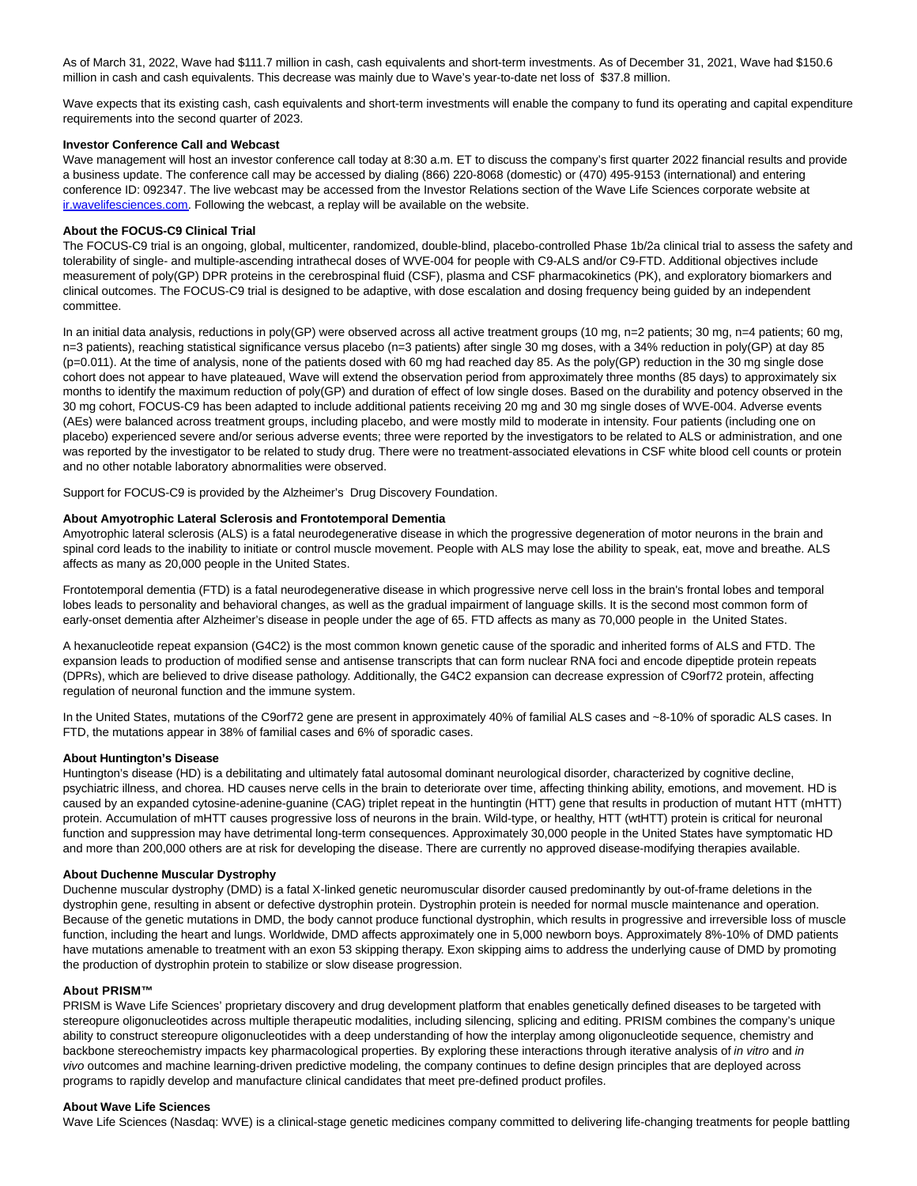As of March 31, 2022, Wave had $111.7 million in cash, cash equivalents and short-term investments. As of December 31, 2021, Wave had $150.6 million in cash and cash equivalents. This decrease was mainly due to Wave's year-to-date net loss of $37.8 million.

Wave expects that its existing cash, cash equivalents and short-term investments will enable the company to fund its operating and capital expenditure requirements into the second quarter of 2023.

**Investor Conference Call and Webcast**

Wave management will host an investor conference call today at 8:30 a.m. ET to discuss the company's first quarter 2022 financial results and provide a business update. The conference call may be accessed by dialing (866) 220-8068 (domestic) or (470) 495-9153 (international) and entering conference ID: 092347. The live webcast may be accessed from the Investor Relations section of the Wave Life Sciences corporate website at ir.wavelifesciences.com. Following the webcast, a replay will be available on the website.

**About the FOCUS-C9 Clinical Trial**

The FOCUS-C9 trial is an ongoing, global, multicenter, randomized, double-blind, placebo-controlled Phase 1b/2a clinical trial to assess the safety and tolerability of single- and multiple-ascending intrathecal doses of WVE-004 for people with C9-ALS and/or C9-FTD. Additional objectives include measurement of poly(GP) DPR proteins in the cerebrospinal fluid (CSF), plasma and CSF pharmacokinetics (PK), and exploratory biomarkers and clinical outcomes. The FOCUS-C9 trial is designed to be adaptive, with dose escalation and dosing frequency being guided by an independent committee.

In an initial data analysis, reductions in poly(GP) were observed across all active treatment groups (10 mg, n=2 patients; 30 mg, n=4 patients; 60 mg, n=3 patients), reaching statistical significance versus placebo (n=3 patients) after single 30 mg doses, with a 34% reduction in poly(GP) at day 85 (p=0.011). At the time of analysis, none of the patients dosed with 60 mg had reached day 85. As the poly(GP) reduction in the 30 mg single dose cohort does not appear to have plateaued, Wave will extend the observation period from approximately three months (85 days) to approximately six months to identify the maximum reduction of poly(GP) and duration of effect of low single doses. Based on the durability and potency observed in the 30 mg cohort, FOCUS-C9 has been adapted to include additional patients receiving 20 mg and 30 mg single doses of WVE-004. Adverse events (AEs) were balanced across treatment groups, including placebo, and were mostly mild to moderate in intensity. Four patients (including one on placebo) experienced severe and/or serious adverse events; three were reported by the investigators to be related to ALS or administration, and one was reported by the investigator to be related to study drug. There were no treatment-associated elevations in CSF white blood cell counts or protein and no other notable laboratory abnormalities were observed.

Support for FOCUS-C9 is provided by the Alzheimer's Drug Discovery Foundation.

**About Amyotrophic Lateral Sclerosis and Frontotemporal Dementia**

Amyotrophic lateral sclerosis (ALS) is a fatal neurodegenerative disease in which the progressive degeneration of motor neurons in the brain and spinal cord leads to the inability to initiate or control muscle movement. People with ALS may lose the ability to speak, eat, move and breathe. ALS affects as many as 20,000 people in the United States.

Frontotemporal dementia (FTD) is a fatal neurodegenerative disease in which progressive nerve cell loss in the brain's frontal lobes and temporal lobes leads to personality and behavioral changes, as well as the gradual impairment of language skills. It is the second most common form of early-onset dementia after Alzheimer's disease in people under the age of 65. FTD affects as many as 70,000 people in the United States.

A hexanucleotide repeat expansion (G4C2) is the most common known genetic cause of the sporadic and inherited forms of ALS and FTD. The expansion leads to production of modified sense and antisense transcripts that can form nuclear RNA foci and encode dipeptide protein repeats (DPRs), which are believed to drive disease pathology. Additionally, the G4C2 expansion can decrease expression of C9orf72 protein, affecting regulation of neuronal function and the immune system.

In the United States, mutations of the C9orf72 gene are present in approximately 40% of familial ALS cases and ~8-10% of sporadic ALS cases. In FTD, the mutations appear in 38% of familial cases and 6% of sporadic cases.

**About Huntington's Disease**

Huntington's disease (HD) is a debilitating and ultimately fatal autosomal dominant neurological disorder, characterized by cognitive decline, psychiatric illness, and chorea. HD causes nerve cells in the brain to deteriorate over time, affecting thinking ability, emotions, and movement. HD is caused by an expanded cytosine-adenine-guanine (CAG) triplet repeat in the huntingtin (HTT) gene that results in production of mutant HTT (mHTT) protein. Accumulation of mHTT causes progressive loss of neurons in the brain. Wild-type, or healthy, HTT (wtHTT) protein is critical for neuronal function and suppression may have detrimental long-term consequences. Approximately 30,000 people in the United States have symptomatic HD and more than 200,000 others are at risk for developing the disease. There are currently no approved disease-modifying therapies available.

**About Duchenne Muscular Dystrophy**

Duchenne muscular dystrophy (DMD) is a fatal X-linked genetic neuromuscular disorder caused predominantly by out-of-frame deletions in the dystrophin gene, resulting in absent or defective dystrophin protein. Dystrophin protein is needed for normal muscle maintenance and operation. Because of the genetic mutations in DMD, the body cannot produce functional dystrophin, which results in progressive and irreversible loss of muscle function, including the heart and lungs. Worldwide, DMD affects approximately one in 5,000 newborn boys. Approximately 8%-10% of DMD patients have mutations amenable to treatment with an exon 53 skipping therapy. Exon skipping aims to address the underlying cause of DMD by promoting the production of dystrophin protein to stabilize or slow disease progression.

**About PRISM™**

PRISM is Wave Life Sciences' proprietary discovery and drug development platform that enables genetically defined diseases to be targeted with stereopure oligonucleotides across multiple therapeutic modalities, including silencing, splicing and editing. PRISM combines the company's unique ability to construct stereopure oligonucleotides with a deep understanding of how the interplay among oligonucleotide sequence, chemistry and backbone stereochemistry impacts key pharmacological properties. By exploring these interactions through iterative analysis of *in vitro* and *in vivo* outcomes and machine learning-driven predictive modeling, the company continues to define design principles that are deployed across programs to rapidly develop and manufacture clinical candidates that meet pre-defined product profiles.

**About Wave Life Sciences**

Wave Life Sciences (Nasdaq: WVE) is a clinical-stage genetic medicines company committed to delivering life-changing treatments for people battling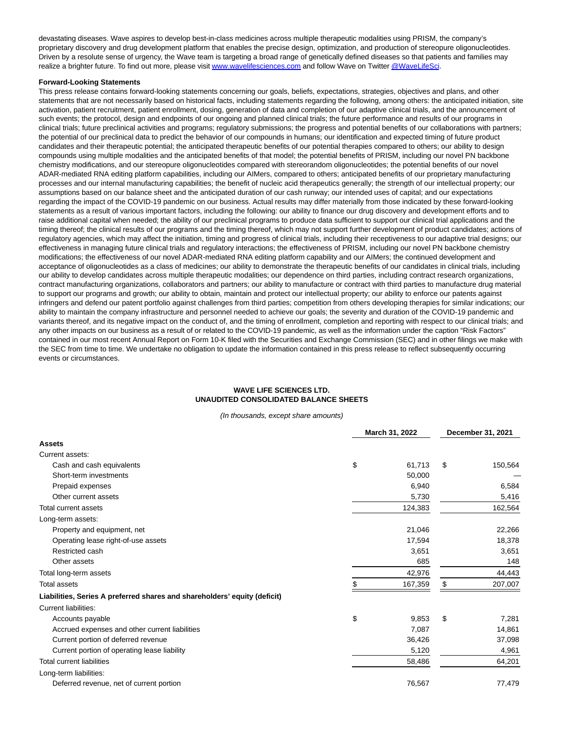devastating diseases. Wave aspires to develop best-in-class medicines across multiple therapeutic modalities using PRISM, the company's proprietary discovery and drug development platform that enables the precise design, optimization, and production of stereopure oligonucleotides. Driven by a resolute sense of urgency, the Wave team is targeting a broad range of genetically defined diseases so that patients and families may realize a brighter future. To find out more, please visit www.wavelifesciences.com and follow Wave on Twitter @WaveLifeSci.

**Forward-Looking Statements**

This press release contains forward-looking statements concerning our goals, beliefs, expectations, strategies, objectives and plans, and other statements that are not necessarily based on historical facts, including statements regarding the following, among others: the anticipated initiation, site activation, patient recruitment, patient enrollment, dosing, generation of data and completion of our adaptive clinical trials, and the announcement of such events; the protocol, design and endpoints of our ongoing and planned clinical trials; the future performance and results of our programs in clinical trials; future preclinical activities and programs; regulatory submissions; the progress and potential benefits of our collaborations with partners; the potential of our preclinical data to predict the behavior of our compounds in humans; our identification and expected timing of future product candidates and their therapeutic potential; the anticipated therapeutic benefits of our potential therapies compared to others; our ability to design compounds using multiple modalities and the anticipated benefits of that model; the potential benefits of PRISM, including our novel PN backbone chemistry modifications, and our stereopure oligonucleotides compared with stereorandom oligonucleotides; the potential benefits of our novel ADAR-mediated RNA editing platform capabilities, including our AIMers, compared to others; anticipated benefits of our proprietary manufacturing processes and our internal manufacturing capabilities; the benefit of nucleic acid therapeutics generally; the strength of our intellectual property; our assumptions based on our balance sheet and the anticipated duration of our cash runway; our intended uses of capital; and our expectations regarding the impact of the COVID-19 pandemic on our business. Actual results may differ materially from those indicated by these forward-looking statements as a result of various important factors, including the following: our ability to finance our drug discovery and development efforts and to raise additional capital when needed; the ability of our preclinical programs to produce data sufficient to support our clinical trial applications and the timing thereof; the clinical results of our programs and the timing thereof, which may not support further development of product candidates; actions of regulatory agencies, which may affect the initiation, timing and progress of clinical trials, including their receptiveness to our adaptive trial designs; our effectiveness in managing future clinical trials and regulatory interactions; the effectiveness of PRISM, including our novel PN backbone chemistry modifications; the effectiveness of our novel ADAR-mediated RNA editing platform capability and our AIMers; the continued development and acceptance of oligonucleotides as a class of medicines; our ability to demonstrate the therapeutic benefits of our candidates in clinical trials, including our ability to develop candidates across multiple therapeutic modalities; our dependence on third parties, including contract research organizations, contract manufacturing organizations, collaborators and partners; our ability to manufacture or contract with third parties to manufacture drug material to support our programs and growth; our ability to obtain, maintain and protect our intellectual property; our ability to enforce our patents against infringers and defend our patent portfolio against challenges from third parties; competition from others developing therapies for similar indications; our ability to maintain the company infrastructure and personnel needed to achieve our goals; the severity and duration of the COVID-19 pandemic and variants thereof, and its negative impact on the conduct of, and the timing of enrollment, completion and reporting with respect to our clinical trials; and any other impacts on our business as a result of or related to the COVID-19 pandemic, as well as the information under the caption "Risk Factors" contained in our most recent Annual Report on Form 10-K filed with the Securities and Exchange Commission (SEC) and in other filings we make with the SEC from time to time. We undertake no obligation to update the information contained in this press release to reflect subsequently occurring events or circumstances.

**WAVE LIFE SCIENCES LTD.**
**UNAUDITED CONSOLIDATED BALANCE SHEETS**

*(In thousands, except share amounts)*

| | March 31, 2022 | December 31, 2021 |
|---|---|---|
| **Assets** | | |
| Current assets: | | |
| Cash and cash equivalents | $ 61,713 | $ 150,564 |
| Short-term investments | 50,000 | — |
| Prepaid expenses | 6,940 | 6,584 |
| Other current assets | 5,730 | 5,416 |
| Total current assets | 124,383 | 162,564 |
| Long-term assets: | | |
| Property and equipment, net | 21,046 | 22,266 |
| Operating lease right-of-use assets | 17,594 | 18,378 |
| Restricted cash | 3,651 | 3,651 |
| Other assets | 685 | 148 |
| Total long-term assets | 42,976 | 44,443 |
| Total assets | $ 167,359 | $ 207,007 |
| **Liabilities, Series A preferred shares and shareholders' equity (deficit)** | | |
| Current liabilities: | | |
| Accounts payable | $ 9,853 | $ 7,281 |
| Accrued expenses and other current liabilities | 7,087 | 14,861 |
| Current portion of deferred revenue | 36,426 | 37,098 |
| Current portion of operating lease liability | 5,120 | 4,961 |
| Total current liabilities | 58,486 | 64,201 |
| Long-term liabilities: | | |
| Deferred revenue, net of current portion | 76,567 | 77,479 |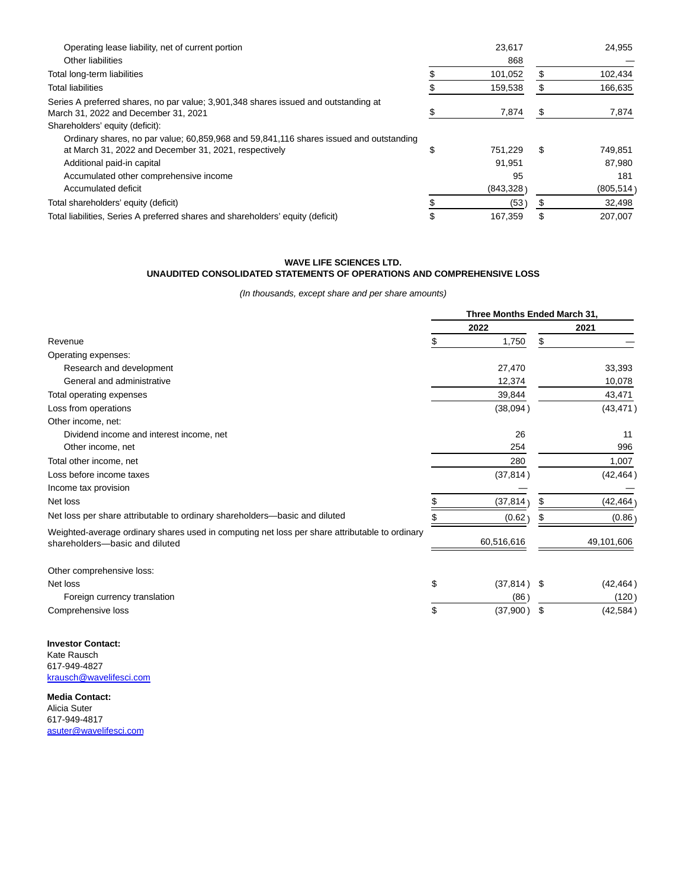| | | |
|---|---|---|
| Operating lease liability, net of current portion | 23,617 | 24,955 |
| Other liabilities | 868 | — |
| Total long-term liabilities | $ 101,052 | $ 102,434 |
| Total liabilities | $ 159,538 | $ 166,635 |
| Series A preferred shares, no par value; 3,901,348 shares issued and outstanding at March 31, 2022 and December 31, 2021 | $ 7,874 | $ 7,874 |
| Shareholders' equity (deficit): | | |
| Ordinary shares, no par value; 60,859,968 and 59,841,116 shares issued and outstanding at March 31, 2022 and December 31, 2021, respectively | $ 751,229 | $ 749,851 |
| Additional paid-in capital | 91,951 | 87,980 |
| Accumulated other comprehensive income | 95 | 181 |
| Accumulated deficit | (843,328) | (805,514) |
| Total shareholders' equity (deficit) | $ (53) | $ 32,498 |
| Total liabilities, Series A preferred shares and shareholders' equity (deficit) | $ 167,359 | $ 207,007 |

**WAVE LIFE SCIENCES LTD.**
**UNAUDITED CONSOLIDATED STATEMENTS OF OPERATIONS AND COMPREHENSIVE LOSS**

*(In thousands, except share and per share amounts)*

| | Three Months Ended March 31, | |
|---|---|---|
| | 2022 | 2021 |
| Revenue | $ 1,750 | $ — |
| Operating expenses: | | |
| Research and development | 27,470 | 33,393 |
| General and administrative | 12,374 | 10,078 |
| Total operating expenses | 39,844 | 43,471 |
| Loss from operations | (38,094) | (43,471) |
| Other income, net: | | |
| Dividend income and interest income, net | 26 | 11 |
| Other income, net | 254 | 996 |
| Total other income, net | 280 | 1,007 |
| Loss before income taxes | (37,814) | (42,464) |
| Income tax provision | — | — |
| Net loss | $ (37,814) | $ (42,464) |
| Net loss per share attributable to ordinary shareholders—basic and diluted | $ (0.62) | $ (0.86) |
| Weighted-average ordinary shares used in computing net loss per share attributable to ordinary shareholders—basic and diluted | 60,516,616 | 49,101,606 |
| | | |
| Other comprehensive loss: | | |
| Net loss | $ (37,814) | $ (42,464) |
| Foreign currency translation | (86) | (120) |
| Comprehensive loss | $ (37,900) | $ (42,584) |

**Investor Contact:**
Kate Rausch
617-949-4827
krausch@wavelifesci.com

**Media Contact:**
Alicia Suter
617-949-4817
asuter@wavelifesci.com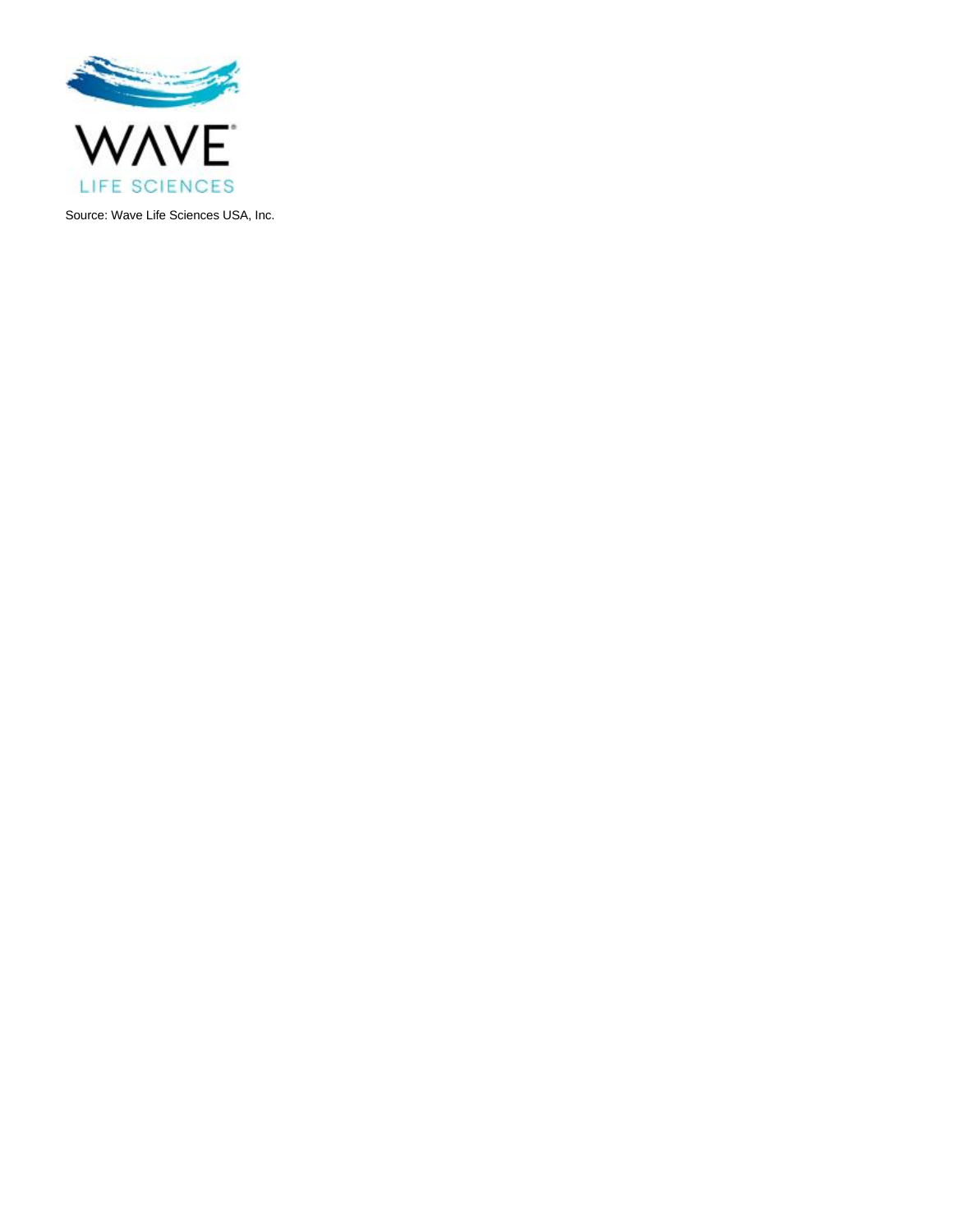Source: Wave Life Sciences USA, Inc.